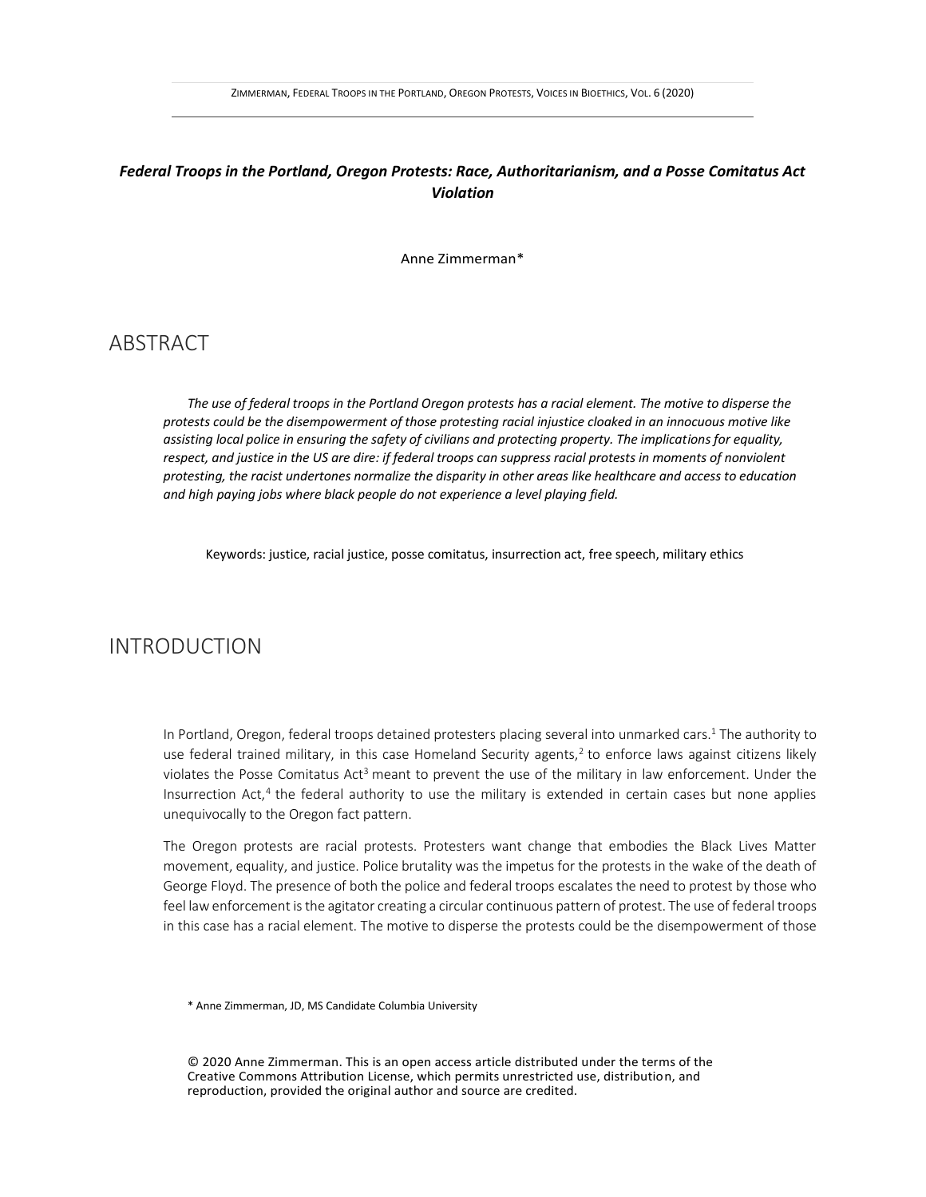# *Federal Troops in the Portland, Oregon Protests: Race, Authoritarianism, and a Posse Comitatus Act Violation*

Anne Zimmerman*

## ABSTRACT

*The use of federal troops in the Portland Oregon protests has a racial element. The motive to disperse the protests could be the disempowerment of those protesting racial injustice cloaked in an innocuous motive like assisting local police in ensuring the safety of civilians and protecting property. The implications for equality, respect, and justice in the US are dire: if federal troops can suppress racial protests in moments of nonviolent protesting, the racist undertones normalize the disparity in other areas like healthcare and access to education and high paying jobs where black people do not experience a level playing field.*

Keywords: justice, racial justice, posse comitatus, insurrection act, free speech, military ethics

## INTRODUCTION

In Portland, Oregon, federal troops detained protesters placing several into unmarked cars.[1] The authority to use federal trained military, in this case Homeland Security agents,[2] to enforce laws against citizens likely violates the Posse Comitatus Act[3] meant to prevent the use of the military in law enforcement. Under the Insurrection Act,[4] the federal authority to use the military is extended in certain cases but none applies unequivocally to the Oregon fact pattern.

The Oregon protests are racial protests. Protesters want change that embodies the Black Lives Matter movement, equality, and justice. Police brutality was the impetus for the protests in the wake of the death of George Floyd. The presence of both the police and federal troops escalates the need to protest by those who feel law enforcement is the agitator creating a circular continuous pattern of protest. The use of federal troops in this case has a racial element. The motive to disperse the protests could be the disempowerment of those

\* Anne Zimmerman, JD, MS Candidate Columbia University

© 2020 Anne Zimmerman. This is an open access article distributed under the terms of the Creative Commons Attribution License, which permits unrestricted use, distribution, and reproduction, provided the original author and source are credited.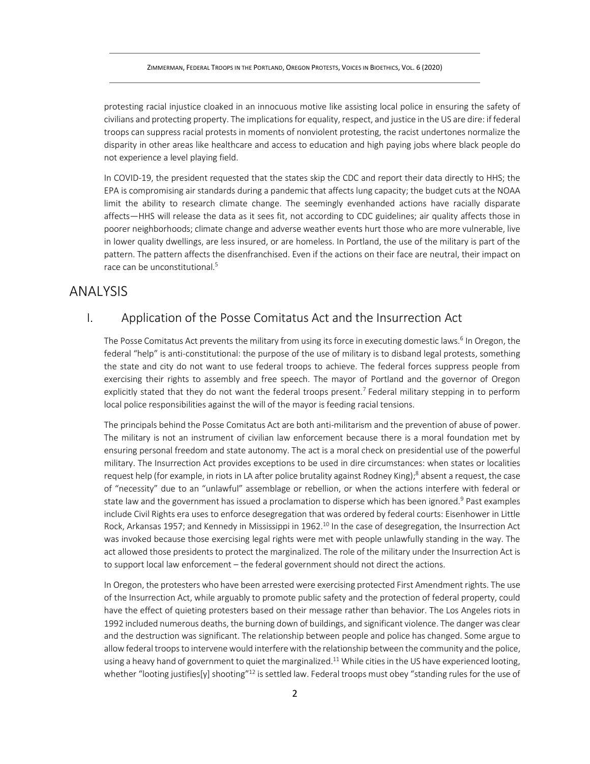protesting racial injustice cloaked in an innocuous motive like assisting local police in ensuring the safety of civilians and protecting property. The implications for equality, respect, and justice in the US are dire: if federal troops can suppress racial protests in moments of nonviolent protesting, the racist undertones normalize the disparity in other areas like healthcare and access to education and high paying jobs where black people do not experience a level playing field.

In COVID-19, the president requested that the states skip the CDC and report their data directly to HHS; the EPA is compromising air standards during a pandemic that affects lung capacity; the budget cuts at the NOAA limit the ability to research climate change. The seemingly evenhanded actions have racially disparate affects—HHS will release the data as it sees fit, not according to CDC guidelines; air quality affects those in poorer neighborhoods; climate change and adverse weather events hurt those who are more vulnerable, live in lower quality dwellings, are less insured, or are homeless. In Portland, the use of the military is part of the pattern. The pattern affects the disenfranchised. Even if the actions on their face are neutral, their impact on race can be unconstitutional.[5]

# ANALYSIS

## I. Application of the Posse Comitatus Act and the Insurrection Act

The Posse Comitatus Act prevents the military from using its force in executing domestic laws.[6] In Oregon, the federal "help" is anti-constitutional: the purpose of the use of military is to disband legal protests, something the state and city do not want to use federal troops to achieve. The federal forces suppress people from exercising their rights to assembly and free speech. The mayor of Portland and the governor of Oregon explicitly stated that they do not want the federal troops present.[7] Federal military stepping in to perform local police responsibilities against the will of the mayor is feeding racial tensions.

The principals behind the Posse Comitatus Act are both anti-militarism and the prevention of abuse of power. The military is not an instrument of civilian law enforcement because there is a moral foundation met by ensuring personal freedom and state autonomy. The act is a moral check on presidential use of the powerful military. The Insurrection Act provides exceptions to be used in dire circumstances: when states or localities request help (for example, in riots in LA after police brutality against Rodney King);[8] absent a request, the case of "necessity" due to an "unlawful" assemblage or rebellion, or when the actions interfere with federal or state law and the government has issued a proclamation to disperse which has been ignored.[9] Past examples include Civil Rights era uses to enforce desegregation that was ordered by federal courts: Eisenhower in Little Rock, Arkansas 1957; and Kennedy in Mississippi in 1962.[10] In the case of desegregation, the Insurrection Act was invoked because those exercising legal rights were met with people unlawfully standing in the way. The act allowed those presidents to protect the marginalized. The role of the military under the Insurrection Act is to support local law enforcement – the federal government should not direct the actions.

In Oregon, the protesters who have been arrested were exercising protected First Amendment rights. The use of the Insurrection Act, while arguably to promote public safety and the protection of federal property, could have the effect of quieting protesters based on their message rather than behavior. The Los Angeles riots in 1992 included numerous deaths, the burning down of buildings, and significant violence. The danger was clear and the destruction was significant. The relationship between people and police has changed. Some argue to allow federal troops to intervene would interfere with the relationship between the community and the police, using a heavy hand of government to quiet the marginalized.[11] While cities in the US have experienced looting, whether "looting justifies[y] shooting"[12] is settled law. Federal troops must obey "standing rules for the use of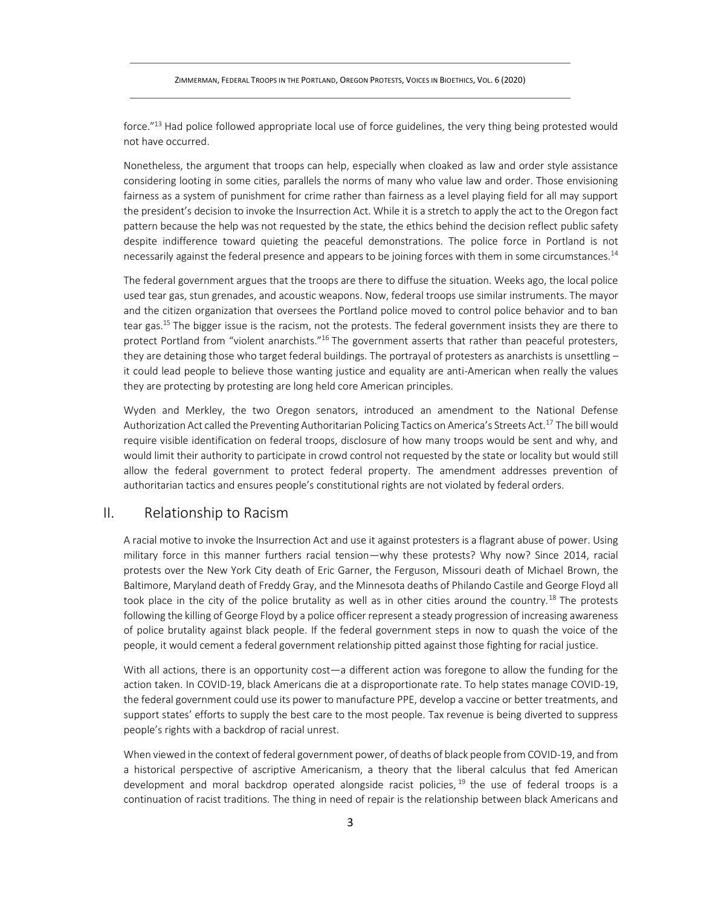force."[13] Had police followed appropriate local use of force guidelines, the very thing being protested would not have occurred.

Nonetheless, the argument that troops can help, especially when cloaked as law and order style assistance considering looting in some cities, parallels the norms of many who value law and order. Those envisioning fairness as a system of punishment for crime rather than fairness as a level playing field for all may support the president's decision to invoke the Insurrection Act. While it is a stretch to apply the act to the Oregon fact pattern because the help was not requested by the state, the ethics behind the decision reflect public safety despite indifference toward quieting the peaceful demonstrations. The police force in Portland is not necessarily against the federal presence and appears to be joining forces with them in some circumstances.[14]

The federal government argues that the troops are there to diffuse the situation. Weeks ago, the local police used tear gas, stun grenades, and acoustic weapons. Now, federal troops use similar instruments. The mayor and the citizen organization that oversees the Portland police moved to control police behavior and to ban tear gas.[15] The bigger issue is the racism, not the protests. The federal government insists they are there to protect Portland from "violent anarchists."[16] The government asserts that rather than peaceful protesters, they are detaining those who target federal buildings. The portrayal of protesters as anarchists is unsettling – it could lead people to believe those wanting justice and equality are anti-American when really the values they are protecting by protesting are long held core American principles.

Wyden and Merkley, the two Oregon senators, introduced an amendment to the National Defense Authorization Act called the Preventing Authoritarian Policing Tactics on America's Streets Act.[17] The bill would require visible identification on federal troops, disclosure of how many troops would be sent and why, and would limit their authority to participate in crowd control not requested by the state or locality but would still allow the federal government to protect federal property. The amendment addresses prevention of authoritarian tactics and ensures people's constitutional rights are not violated by federal orders.

## II. Relationship to Racism

A racial motive to invoke the Insurrection Act and use it against protesters is a flagrant abuse of power. Using military force in this manner furthers racial tension—why these protests? Why now? Since 2014, racial protests over the New York City death of Eric Garner, the Ferguson, Missouri death of Michael Brown, the Baltimore, Maryland death of Freddy Gray, and the Minnesota deaths of Philando Castile and George Floyd all took place in the city of the police brutality as well as in other cities around the country.[18] The protests following the killing of George Floyd by a police officer represent a steady progression of increasing awareness of police brutality against black people. If the federal government steps in now to quash the voice of the people, it would cement a federal government relationship pitted against those fighting for racial justice.

With all actions, there is an opportunity cost—a different action was foregone to allow the funding for the action taken. In COVID-19, black Americans die at a disproportionate rate. To help states manage COVID-19, the federal government could use its power to manufacture PPE, develop a vaccine or better treatments, and support states' efforts to supply the best care to the most people. Tax revenue is being diverted to suppress people's rights with a backdrop of racial unrest.

When viewed in the context of federal government power, of deaths of black people from COVID-19, and from a historical perspective of ascriptive Americanism, a theory that the liberal calculus that fed American development and moral backdrop operated alongside racist policies,[19] the use of federal troops is a continuation of racist traditions. The thing in need of repair is the relationship between black Americans and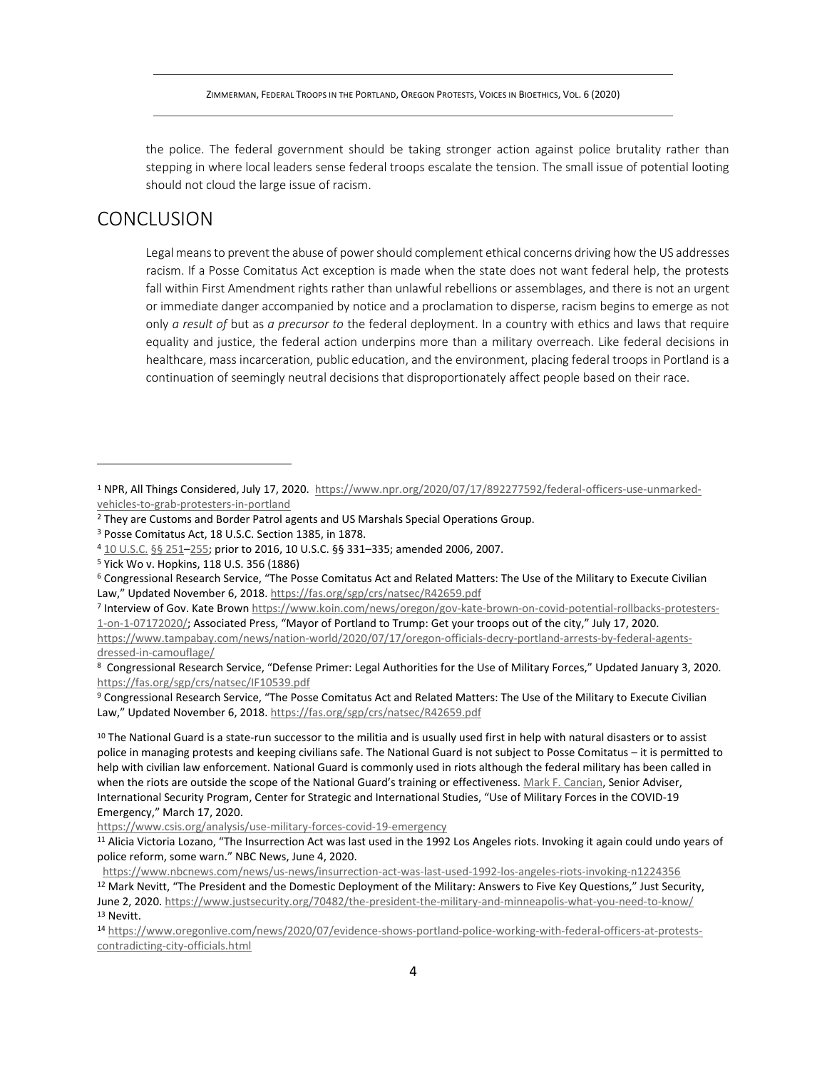the police. The federal government should be taking stronger action against police brutality rather than stepping in where local leaders sense federal troops escalate the tension. The small issue of potential looting should not cloud the large issue of racism.

## CONCLUSION

Legal means to prevent the abuse of power should complement ethical concerns driving how the US addresses racism. If a Posse Comitatus Act exception is made when the state does not want federal help, the protests fall within First Amendment rights rather than unlawful rebellions or assemblages, and there is not an urgent or immediate danger accompanied by notice and a proclamation to disperse, racism begins to emerge as not only *a result of* but as *a precursor to* the federal deployment. In a country with ethics and laws that require equality and justice, the federal action underpins more than a military overreach. Like federal decisions in healthcare, mass incarceration, public education, and the environment, placing federal troops in Portland is a continuation of seemingly neutral decisions that disproportionately affect people based on their race.

---

[1] NPR, All Things Considered, July 17, 2020. https://www.npr.org/2020/07/17/892277592/federal-officers-use-unmarked-vehicles-to-grab-protesters-in-portland

[2] They are Customs and Border Patrol agents and US Marshals Special Operations Group.

[3] Posse Comitatus Act, 18 U.S.C. Section 1385, in 1878.

[4] 10 U.S.C. §§ 251–255; prior to 2016, 10 U.S.C. §§ 331–335; amended 2006, 2007.

[5] Yick Wo v. Hopkins, 118 U.S. 356 (1886)

[6] Congressional Research Service, "The Posse Comitatus Act and Related Matters: The Use of the Military to Execute Civilian Law," Updated November 6, 2018. https://fas.org/sgp/crs/natsec/R42659.pdf

[7] Interview of Gov. Kate Brown https://www.koin.com/news/oregon/gov-kate-brown-on-covid-potential-rollbacks-protesters-1-on-1-07172020/; Associated Press, "Mayor of Portland to Trump: Get your troops out of the city," July 17, 2020. https://www.tampabay.com/news/nation-world/2020/07/17/oregon-officials-decry-portland-arrests-by-federal-agents-dressed-in-camouflage/

[8] Congressional Research Service, "Defense Primer: Legal Authorities for the Use of Military Forces," Updated January 3, 2020. https://fas.org/sgp/crs/natsec/IF10539.pdf

[9] Congressional Research Service, "The Posse Comitatus Act and Related Matters: The Use of the Military to Execute Civilian Law," Updated November 6, 2018. https://fas.org/sgp/crs/natsec/R42659.pdf

[10] The National Guard is a state-run successor to the militia and is usually used first in help with natural disasters or to assist police in managing protests and keeping civilians safe. The National Guard is not subject to Posse Comitatus – it is permitted to help with civilian law enforcement. National Guard is commonly used in riots although the federal military has been called in when the riots are outside the scope of the National Guard's training or effectiveness. Mark F. Cancian, Senior Adviser, International Security Program, Center for Strategic and International Studies, "Use of Military Forces in the COVID-19 Emergency," March 17, 2020. https://www.csis.org/analysis/use-military-forces-covid-19-emergency

[11] Alicia Victoria Lozano, "The Insurrection Act was last used in the 1992 Los Angeles riots. Invoking it again could undo years of police reform, some warn." NBC News, June 4, 2020. https://www.nbcnews.com/news/us-news/insurrection-act-was-last-used-1992-los-angeles-riots-invoking-n1224356

[12] Mark Nevitt, "The President and the Domestic Deployment of the Military: Answers to Five Key Questions," Just Security, June 2, 2020. https://www.justsecurity.org/70482/the-president-the-military-and-minneapolis-what-you-need-to-know/

[13] Nevitt.

[14] https://www.oregonlive.com/news/2020/07/evidence-shows-portland-police-working-with-federal-officers-at-protests-contradicting-city-officials.html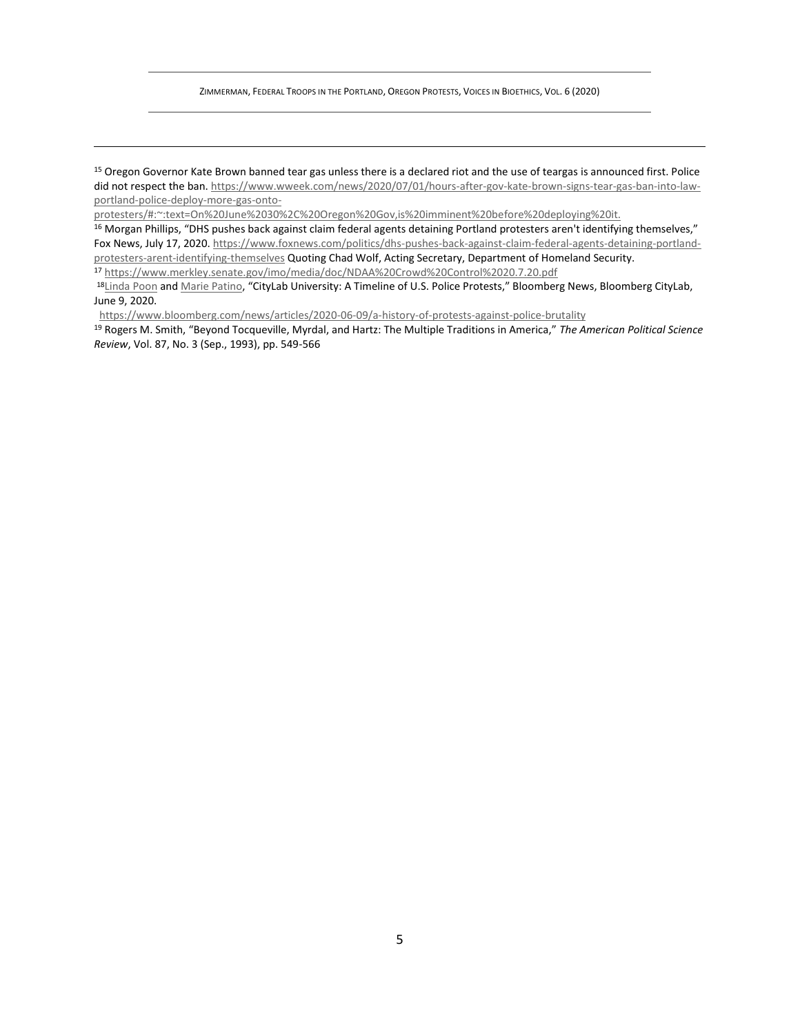[15] Oregon Governor Kate Brown banned tear gas unless there is a declared riot and the use of teargas is announced first. Police did not respect the ban. https://www.wweek.com/news/2020/07/01/hours-after-gov-kate-brown-signs-tear-gas-ban-into-law-portland-police-deploy-more-gas-onto-protesters/#:~:text=On%20June%2030%2C%20Oregon%20Gov,is%20imminent%20before%20deploying%20it.

[16] Morgan Phillips, "DHS pushes back against claim federal agents detaining Portland protesters aren't identifying themselves," Fox News, July 17, 2020. https://www.foxnews.com/politics/dhs-pushes-back-against-claim-federal-agents-detaining-portland-protesters-arent-identifying-themselves Quoting Chad Wolf, Acting Secretary, Department of Homeland Security.

[17] https://www.merkley.senate.gov/imo/media/doc/NDAA%20Crowd%20Control%2020.7.20.pdf

[18] Linda Poon and Marie Patino, "CityLab University: A Timeline of U.S. Police Protests," Bloomberg News, Bloomberg CityLab, June 9, 2020. https://www.bloomberg.com/news/articles/2020-06-09/a-history-of-protests-against-police-brutality

[19] Rogers M. Smith, "Beyond Tocqueville, Myrdal, and Hartz: The Multiple Traditions in America," *The American Political Science Review*, Vol. 87, No. 3 (Sep., 1993), pp. 549-566